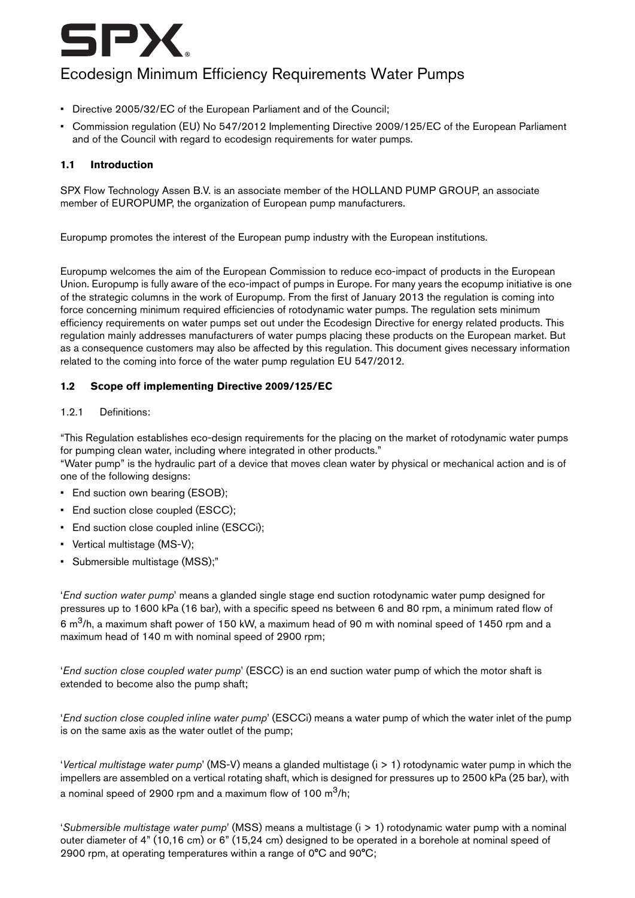# SPX

## Ecodesign Minimum Efficiency Requirements Water Pumps

- Directive 2005/32/EC of the European Parliament and of the Council;
- Commission regulation (EU) No 547/2012 Implementing Directive 2009/125/EC of the European Parliament and of the Council with regard to ecodesign requirements for water pumps.

### 1.1 Introduction

SPX Flow Technology Assen B.V. is an associate member of the HOLLAND PUMP GROUP, an associate member of EUROPUMP, the organization of European pump manufacturers.

Europump promotes the interest of the European pump industry with the European institutions.

Europump welcomes the aim of the European Commission to reduce eco-impact of products in the European Union. Europump is fully aware of the eco-impact of pumps in Europe. For many years the ecopump initiative is one of the strategic columns in the work of Europump. From the first of January 2013 the regulation is coming into force concerning minimum required efficiencies of rotodynamic water pumps. The regulation sets minimum efficiency requirements on water pumps set out under the Ecodesign Directive for energy related products. This regulation mainly addresses manufacturers of water pumps placing these products on the European market. But as a consequence customers may also be affected by this regulation. This document gives necessary information related to the coming into force of the water pump regulation EU 547/2012.

### 1.2 Scope off implementing Directive 2009/125/EC

1.2.1 Definitions:

"This Regulation establishes eco-design requirements for the placing on the market of rotodynamic water pumps for pumping clean water, including where integrated in other products."
"Water pump" is the hydraulic part of a device that moves clean water by physical or mechanical action and is of one of the following designs:

- End suction own bearing (ESOB);
- End suction close coupled (ESCC);
- End suction close coupled inline (ESCCi);
- Vertical multistage (MS-V);
- Submersible multistage (MSS);"

'*End suction water pump*' means a glanded single stage end suction rotodynamic water pump designed for pressures up to 1600 kPa (16 bar), with a specific speed ns between 6 and 80 rpm, a minimum rated flow of 6 $m^3/h$, a maximum shaft power of 150 kW, a maximum head of 90 m with nominal speed of 1450 rpm and a maximum head of 140 m with nominal speed of 2900 rpm;

'*End suction close coupled water pump*' (ESCC) is an end suction water pump of which the motor shaft is extended to become also the pump shaft;

'*End suction close coupled inline water pump*' (ESCCi) means a water pump of which the water inlet of the pump is on the same axis as the water outlet of the pump;

'*Vertical multistage water pump*' (MS-V) means a glanded multistage ($i > 1$) rotodynamic water pump in which the impellers are assembled on a vertical rotating shaft, which is designed for pressures up to 2500 kPa (25 bar), with a nominal speed of 2900 rpm and a maximum flow of 100 $m^3/h$;

'*Submersible multistage water pump*' (MSS) means a multistage ($i > 1$) rotodynamic water pump with a nominal outer diameter of 4" (10,16 cm) or 6" (15,24 cm) designed to be operated in a borehole at nominal speed of 2900 rpm, at operating temperatures within a range of 0°C and 90°C;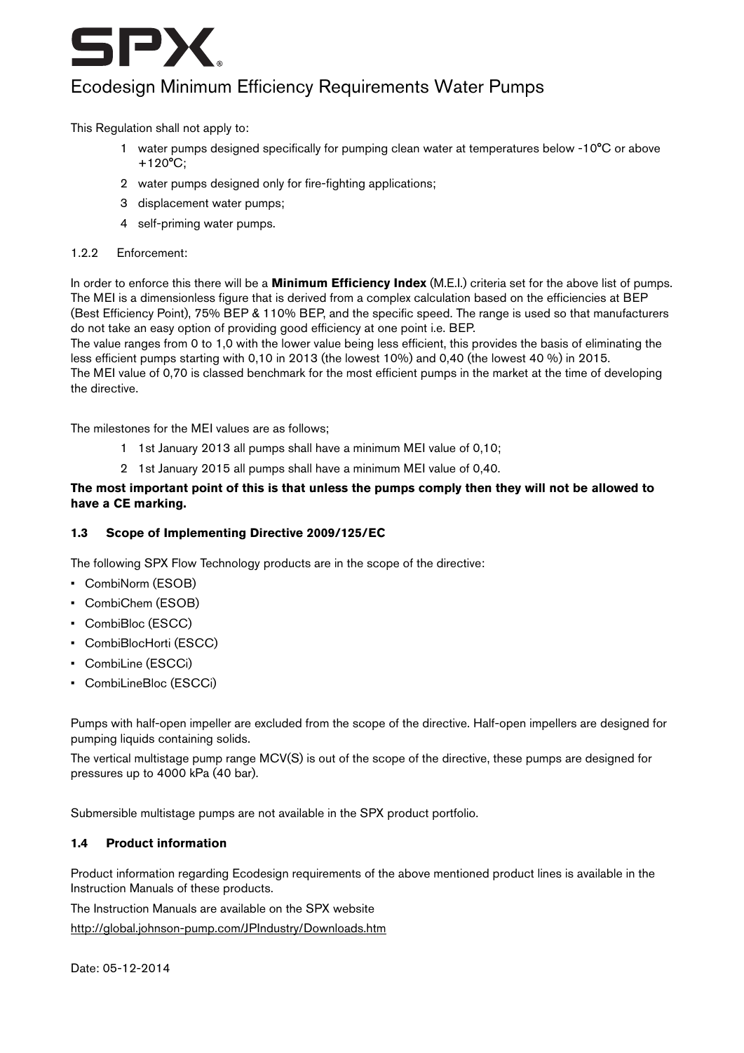# Ecodesign Minimum Efficiency Requirements Water Pumps

This Regulation shall not apply to:

1. water pumps designed specifically for pumping clean water at temperatures below -10°C or above +120°C;
2. water pumps designed only for fire-fighting applications;
3. displacement water pumps;
4. self-priming water pumps.

1.2.2 Enforcement:

In order to enforce this there will be a **Minimum Efficiency Index** (M.E.I.) criteria set for the above list of pumps. The MEI is a dimensionless figure that is derived from a complex calculation based on the efficiencies at BEP (Best Efficiency Point), 75% BEP & 110% BEP, and the specific speed. The range is used so that manufacturers do not take an easy option of providing good efficiency at one point i.e. BEP.
The value ranges from 0 to 1,0 with the lower value being less efficient, this provides the basis of eliminating the less efficient pumps starting with 0,10 in 2013 (the lowest 10%) and 0,40 (the lowest 40 %) in 2015.
The MEI value of 0,70 is classed benchmark for the most efficient pumps in the market at the time of developing the directive.

The milestones for the MEI values are as follows;

1. 1st January 2013 all pumps shall have a minimum MEI value of 0,10;
2. 1st January 2015 all pumps shall have a minimum MEI value of 0,40.

**The most important point of this is that unless the pumps comply then they will not be allowed to have a CE marking.**

## 1.3 Scope of Implementing Directive 2009/125/EC

The following SPX Flow Technology products are in the scope of the directive:

- CombiNorm (ESOB)
- CombiChem (ESOB)
- CombiBloc (ESCC)
- CombiBlocHorti (ESCC)
- CombiLine (ESCCi)
- CombiLineBloc (ESCCi)

Pumps with half-open impeller are excluded from the scope of the directive. Half-open impellers are designed for pumping liquids containing solids.

The vertical multistage pump range MCV(S) is out of the scope of the directive, these pumps are designed for pressures up to 4000 kPa (40 bar).

Submersible multistage pumps are not available in the SPX product portfolio.

## 1.4 Product information

Product information regarding Ecodesign requirements of the above mentioned product lines is available in the Instruction Manuals of these products.

The Instruction Manuals are available on the SPX website

http://global.johnson-pump.com/JPIndustry/Downloads.htm

Date: 05-12-2014